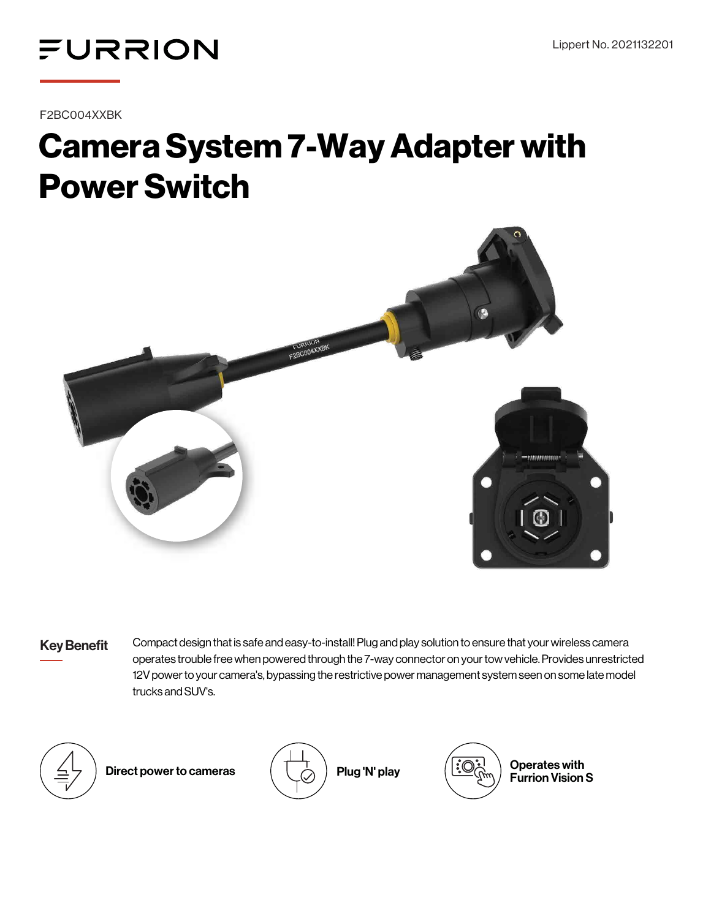FURRION

Lippert No. 2021132201

F2BC004XXBK

# Camera System 7-Way Adapter with Power Switch

**Key Benefit**

Compact design that is safe and easy-to-install! Plug and play solution to ensure that your wireless camera operates trouble free when powered through the 7-way connector on your tow vehicle. Provides unrestricted 12V power to your camera's, bypassing the restrictive power management system seen on some late model trucks and SUV's.

**Direct power to cameras**

**Plug 'N' play**

**Operates with Furrion Vision S**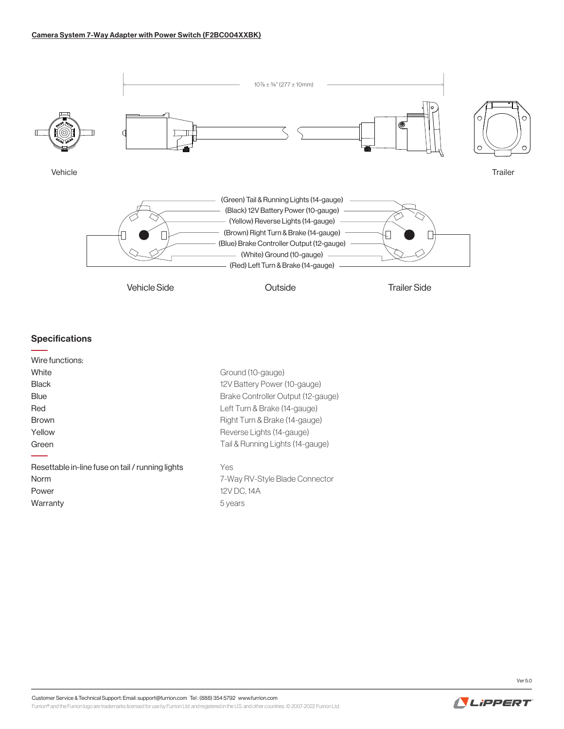Camera System 7-Way Adapter with Power Switch (F2BC004XXBK)

10⅞ ± ⅜" (277 ± 10mm)

Vehicle

Trailer

(Green) Tail & Running Lights (14-gauge)

(Black) 12V Battery Power (10-gauge)

(Yellow) Reverse Lights (14-gauge)

(Brown) Right Turn & Brake (14-gauge)

(Blue) Brake Controller Output (12-gauge)

(White) Ground (10-gauge)

(Red) Left Turn & Brake (14-gauge)

Vehicle Side

Outside

Trailer Side

## Specifications

Wire functions:

| | |
|---|---|
| White | Ground (10-gauge) |
| Black | 12V Battery Power (10-gauge) |
| Blue | Brake Controller Output (12-gauge) |
| Red | Left Turn & Brake (14-gauge) |
| Brown | Right Turn & Brake (14-gauge) |
| Yellow | Reverse Lights (14-gauge) |
| Green | Tail & Running Lights (14-gauge) |

| | |
|---|---|
| Resettable in-line fuse on tail / running lights | Yes |
| Norm | 7-Way RV-Style Blade Connector |
| Power | 12V DC, 14A |
| Warranty | 5 years |

Ver 5.0

Customer Service & Technical Support: Email: support@furrion.com Tel : (888) 354 5792 www.furrion.com

Furrion® and the Furrion logo are trademarks licensed for use by Furrion Ltd. and registered in the U.S. and other countries. © 2007-2022 Furrion Ltd.